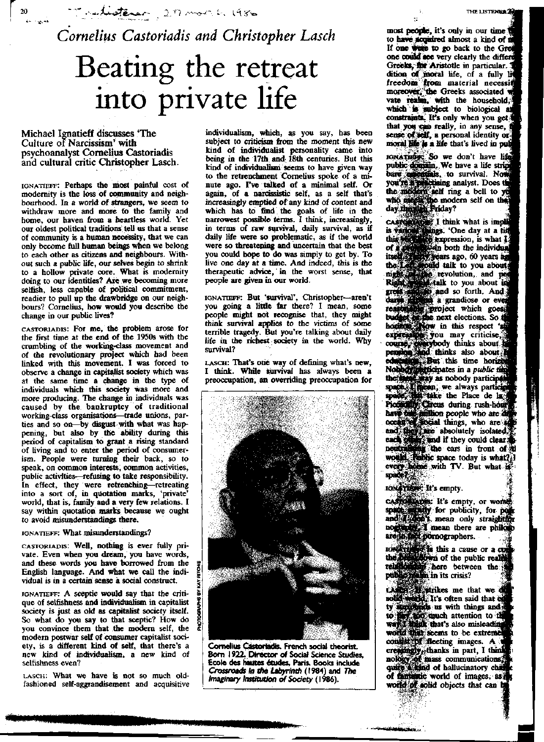# Cornelius Castoriadis and Christopher Lasch

# Beating the retreat into private life

Michael Ignatieff discusses 'The Culture of Narcissism' with psychoanalyst Cornelius Castoriadis and cultural critic Christopher Lasch.

IGNATIEFF: Perhaps the most painful cost of modernity is the loss of community and neighbourhood. In a world of strangers, we seem to withdraw more and more to the family and home, our haven from a heartless world. Yet our oldest political traditions tell us that a sense of community is a human necessity, that we can only become full human beings when we belong to each other as citizens and neighbours. Without such a public life, our selves begin to shrink to a hollow private core. What is modernity doing to our identities? Are we becoming more selfish, less capable of political commitment, readier to pull up the drawbridge on our neighbours? Cornelius, how would you describe the change in our public lives?

CASTORIADIS: For me, the problem arose for the first time at the end of the 1950s with the crumbling of the working-class movement and of the revolutionary project which had been linked with this movement. I was forced to observe a change in capitalist society which was at the same time a change in the type of individuals which this society was more and more producing. The change in individuals was caused by the bankruptcy of traditional working-class organisations—trade unions, parties and so on—by disgust with what was happening, but also by the ability during this period of capitalism to grant a rising standard of living and to enter the period of consumerism. People were turning their back, so to speak, on common interests, common activities, public activities—refusing to take responsibility. In effect, they were retrenching—retreating into a sort of, in quotation marks, 'private' world, that is, family and a very few relations. I say within quotation marks because we ought to avoid misunderstandings there.

IGNATIEFF: What misunderstandings?

CASTORIADIS: Well, nothing is ever fully private. Even when you dream, you have words, and these words you have borrowed from the English language. And what we call the individual is in a certain sense a social construct.

IGNATIEFF: A sceptic would say that the critique of selfishness and individualism in capitalist society is just as old as capitalist society itself. So what do you say to that sceptic? How do you convince them that the modern self, the modern postwar self of consumer capitalist society, is a different kind of self, that there's a new kind of individualism, a new kind of selfishness even?

LASCH: What we have is not so much old-fashioned self-aggrandisement and acquisitive individualism, which, as you say, has been subject to criticism from the moment this new kind of individualist personality came into being in the 17th and 18th centuries. But this kind of individualism seems to have given way to the retrenchment Cornelius spoke of a minute ago. I've talked of a minimal self. Or again, of a narcissistic self, as a self that's increasingly emptied of any kind of content and which has to find the goals of life in the narrowest possible terms. I think, increasingly, in terms of raw survival, daily survival, as if daily life were so problematic, as if the world were so threatening and uncertain that the best you could hope to do was simply to get by. To live one day at a time. And indeed, this is the therapeutic advice, in the worst sense, that people are given in our world.

IGNATIEFF: But 'survival', Christopher—aren't you going a little far there? I mean, some people might not recognise that, they might think survival applies to the victims of some terrible tragedy. But you're talking about daily life in the richest society in the world. Why survival?

LASCH: That's one way of defining what's new, I think. While survival has always been a preoccupation, an overriding preoccupation for most people, it's only in our time to have acquired almost a kind of [...] If one were to go back to the Gre[eks] one could see very clearly the differe[nce] Greeks, for Aristotle in particular. [...] dition of moral life, of a fully li[ved life,] freedom from material necessi[ty] moreover, the Greeks associated [the pri]vate realm, with the household, which is subject to biological a[nd material] constraints. It's only when you get [...] that you can really, in any sense, [...] sense of self, a personal identity or [...] moral life is a life that's lived in pub[lic].

IGNATIEFF: So we don't have lif[e in the] public domain. We have a life strip[ped to] bare essentials, to survival. Now you're a practising analyst. Does th[e] the modern self ring a bell to yo[u] who meets the modern self on the[...] day through Friday?

CASTORIADIS: I think what is impl[ied] is various things. 'One day at a ti[me'] this [...] expression, is what I [...] of a [...] in both the individua[l] itself [...] years ago, 60 years ag[o] the Left would talk to you about [...] night [...] the revolution, and pe[ople on the] Right would talk to you about i[...] great [...] and so forth. And [...] dares [...] a grandiose or eve[n] reasonable project which goes [beyond the] budget or the next elections. So th[e] horizon [...] Now in this respect 'o[ne day at a time'] expression you may criticise, [...] course, everybody thinks about [...] pension and thinks also about [...] education. But this time horiz[on ...] Nobody participates in a *public* ti[me] the same way as nobody participa[tes in public] space. I mean, we always partici[pate ...] space, but take the Place de la [...] Piccadilly Circus during rush-hour [...] have one million people who are d[...] ocean of social things, who are [...] and they are absolutely isolated [...] each other and if they could clear [...] neutralising the cars in front of [...] would. Public space today is what? [...] every home with TV. But what is [...] space? [...]

IGNATIEFF: It's empty.

CASTORIADIS: It's empty, or wors[e,] space [...] for publicity, for po[rn] and [I don't] mean only straight[...] no [...] I mean there are philo[sophers who] are in fact pornographers.

IGNATIEFF: Is this a cause or a co[nsequence of] the breakdown of the public real[m ... the] relationship here between the [...] public realm in its crisis?

LASCH: It strikes me that we d[...] solid world. It's often said that o[ur socie]ty surrounds us with things and [...] to pay too much attention to th[...] way. I think that's also misleadin[g ... a] world that seems to be extreme[ly ...] consists of fleeting images. A [...] creasingly, thanks in part, I thin[k, to the tech]nology of mass communications, [...] quite a kind of hallucinatory cha[racter ...] of fantastic world of images, as [...] world of solid objects that can b[e ...]

Cornelius Castoriadis. French social theorist. Born 1922, Director of Social Science Studies, Ecole des hautes études, Paris. Books include *Crossroads in the Labyrinth* (1984) and *The Imaginary Institution of Society* (1986).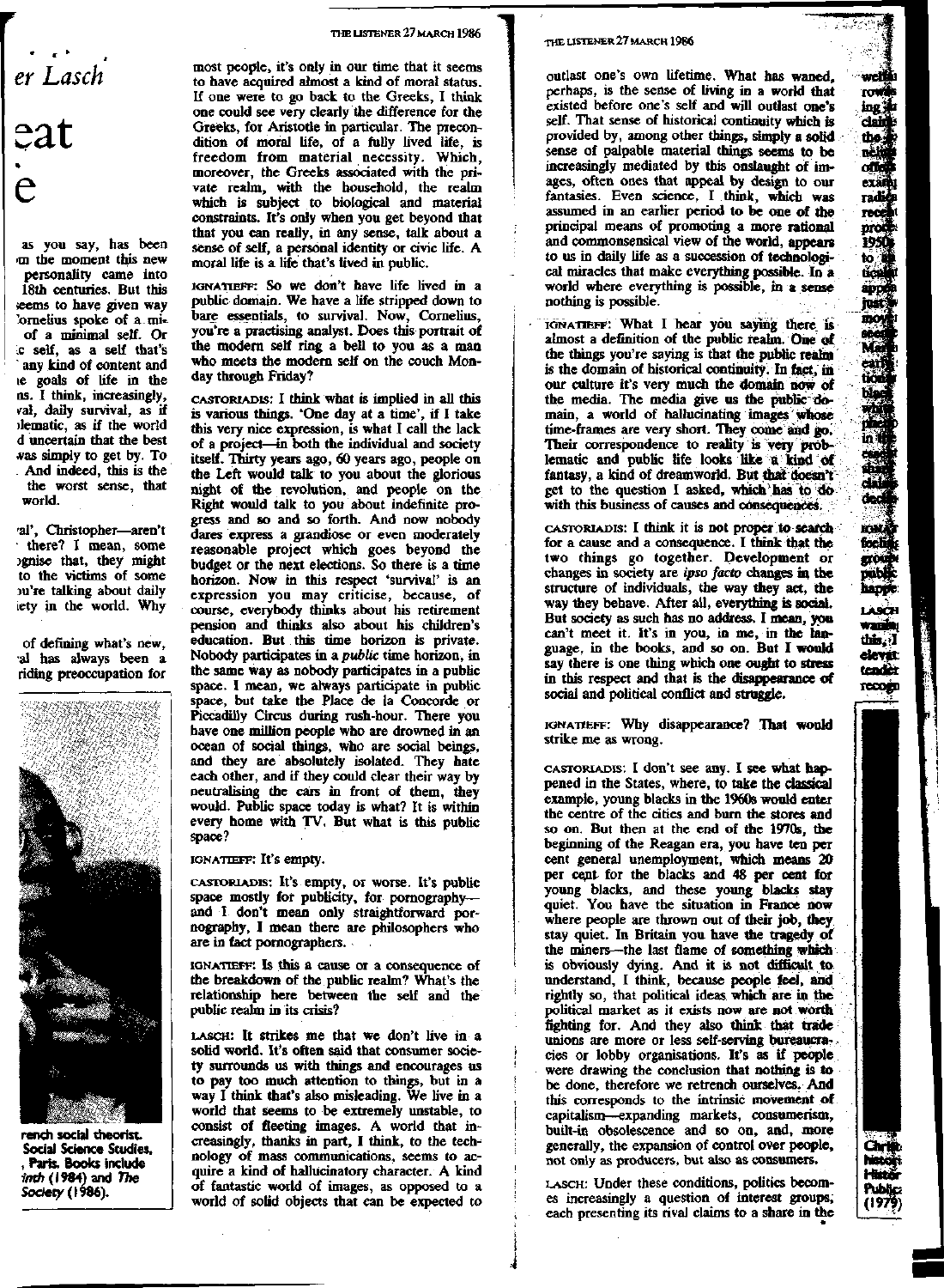er Lasch

eat

e

as you say, has been ɔm the moment this new personality came into 18th centuries. But this seems to have given way 'ornelius spoke of a mi- of a minimal self. Or :c self, as a self that's any kind of content and ɪe goals of life in the ns. I think, increasingly, val, daily survival, as if ɔlematic, as if the world d uncertain that the best was simply to get by. To . And indeed, this is the the worst sense, that world.

ral', Christopher—aren't there? I mean, some ɔgnise that, they might to the victims of some ɔu're talking about daily iety in the world. Why

of defining what's new, ral has always been a riding preoccupation for

most people, it's only in our time that it seems to have acquired almost a kind of moral status. If one were to go back to the Greeks, I think one could see very clearly the difference for the Greeks, for Aristotle in particular. The precondition of moral life, of a fully lived life, is freedom from material necessity. Which, moreover, the Greeks associated with the private realm, with the household, the realm which is subject to biological and material constraints. It's only when you get beyond that that you can really, in any sense, talk about a sense of self, a personal identity or civic life. A moral life is a life that's lived in public.

IGNATIEFF: So we don't have life lived in a public domain. We have a life stripped down to bare essentials, to survival. Now, Cornelius, you're a practising analyst. Does this portrait of the modern self ring a bell to you as a man who meets the modern self on the couch Monday through Friday?

CASTORIADIS: I think what is implied in all this is various things. 'One day at a time', if I take this very nice expression, is what I call the lack of a project—in both the individual and society itself. Thirty years ago, 60 years ago, people on the Left would talk to you about the glorious night of the revolution, and people on the Right would talk to you about indefinite progress and so and so forth. And now nobody dares express a grandiose or even moderately reasonable project which goes beyond the budget or the next elections. So there is a time horizon. Now in this respect 'survival' is an expression you may criticise, because, of course, everybody thinks about his retirement pension and thinks also about his children's education. But this time horizon is private. Nobody participates in a *public* time horizon, in the same way as nobody participates in a public space. I mean, we always participate in public space, but take the Place de la Concorde or Piccadilly Circus during rush-hour. There you have one million people who are drowned in an ocean of social things, who are social beings, and they are absolutely isolated. They hate each other, and if they could clear their way by neutralising the cars in front of them, they would. Public space today is what? It is within every home with TV. But what is this public space?

IGNATIEFF: It's empty.

CASTORIADIS: It's empty, or worse. It's public space mostly for publicity, for pornography—and I don't mean only straightforward pornography, I mean there are philosophers who are in fact pornographers.

IGNATIEFF: Is this a cause or a consequence of the breakdown of the public realm? What's the relationship here between the self and the public realm in its crisis?

LASCH: It strikes me that we don't live in a solid world. It's often said that consumer society surrounds us with things and encourages us to pay too much attention to things, but in a way I think that's also misleading. We live in a world that seems to be extremely unstable, to consist of fleeting images. A world that increasingly, thanks in part, I think, to the technology of mass communications, seems to acquire a kind of hallucinatory character. A kind of fantastic world of images, as opposed to a world of solid objects that can be expected to outlast one's own lifetime. What has waned, perhaps, is the sense of living in a world that existed before one's self and will outlast one's self. That sense of historical continuity which is provided by, among other things, simply a solid sense of palpable material things seems to be increasingly mediated by this onslaught of images, often ones that appeal by design to our fantasies. Even science, I think, which was assumed in an earlier period to be one of the principal means of promoting a more rational and commonsensical view of the world, appears to us in daily life as a succession of technological miracles that make everything possible. In a world where everything is possible, in a sense nothing is possible.

IGNATIEFF: What I hear you saying there is almost a definition of the public realm. One of the things you're saying is that the public realm is the domain of historical continuity. In fact, in our culture it's very much the domain now of the media. The media give us the public domain, a world of hallucinating images whose time-frames are very short. They come and go. Their correspondence to reality is very problematic and public life looks like a kind of fantasy, a kind of dreamworld. But that doesn't get to the question I asked, which has to do with this business of causes and consequences.

CASTORIADIS: I think it is not proper to search for a cause and a consequence. I think that the two things go together. Development or changes in society are *ipso facto* changes in the structure of individuals, the way they act, the way they behave. After all, everything is social. But society as such has no address. I mean, you can't meet it. It's in you, in me, in the language, in the books, and so on. But I would say there is one thing which one ought to stress in this respect and that is the disappearance of social and political conflict and struggle.

IGNATIEFF: Why disappearance? That would strike me as wrong.

CASTORIADIS: I don't see any. I see what happened in the States, where, to take the classical example, young blacks in the 1960s would enter the centre of the cities and burn the stores and so on. But then at the end of the 1970s, the beginning of the Reagan era, you have ten per cent general unemployment, which means 20 per cent for the blacks and 48 per cent for young blacks, and these young blacks stay quiet. You have the situation in France now where people are thrown out of their job, they stay quiet. In Britain you have the tragedy of the miners—the last flame of something which is obviously dying. And it is not difficult to understand, I think, because people feel, and rightly so, that political ideas which are in the political market as it exists now are not worth fighting for. And they also think that trade unions are more or less self-serving bureaucracies or lobby organisations. It's as if people were drawing the conclusion that nothing is to be done, therefore we retrench ourselves. And this corresponds to the intrinsic movement of capitalism—expanding markets, consumerism, built-in obsolescence and so on, and, more generally, the expansion of control over people, not only as producers, but also as consumers.

LASCH: Under these conditions, politics becomes increasingly a question of interest groups, each presenting its rival claims to a share in the

rench social theorist. Social Science Studies, , Paris. Books include *inch* (1984) and *The Society* (1986).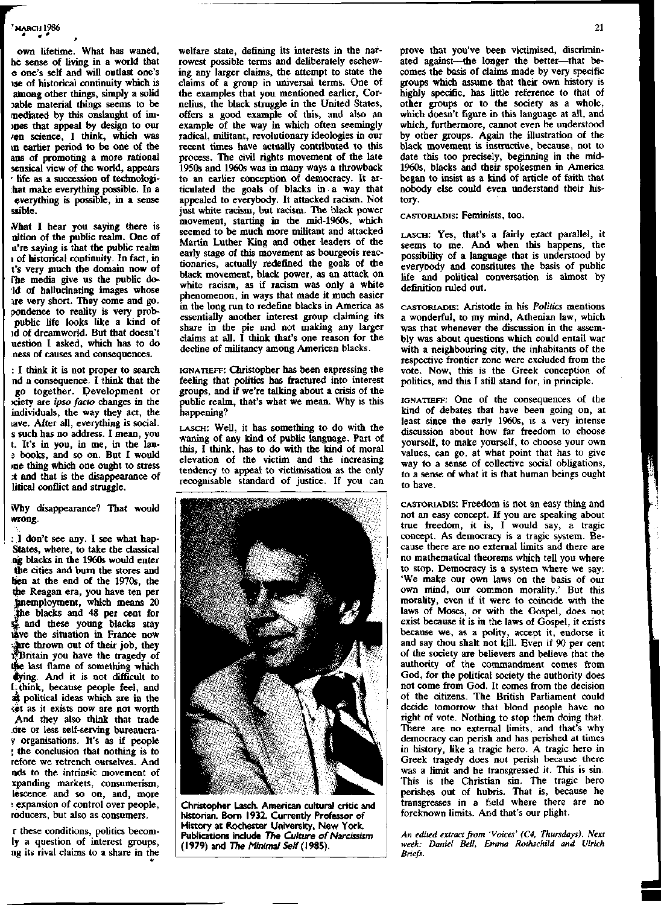own lifetime. What has waned, he sense of living in a world that o one's self and will outlast one's ıse of historical continuity which is among other things, simply a solid ›able material things seems to be mediated by this onslaught of im›nes that appeal by design to our ›on science, I think, which was un earlier period to be one of the ans of promoting a more rational sensical view of the world, appears · life as a succession of technologi-hat make everything possible. In a everything is possible, in a sense ssible.

What I hear you saying there is nition of the public realm. One of u're saying is that the public realm ı of historical continuity. In fact, in t's very much the domain now of The media give us the public do-ld of hallucinating images whose are very short. They come and go. pondence to reality is very prob-public life looks like a kind of ıd of dreamworld. But that doesn't uestion I asked, which has to do ness of causes and consequences.

: I think it is not proper to search nd a consequence. I think that the go together. Development or ›ciety are *ipso facto* changes in the individuals, the way they act, the ıave. After all, everything is social. s such has no address. I mean, you t. It's in you, in me, in the lan-ɜ books, and so on. But I would ›ne thing which one ought to stress ɜt and that is the disappearance of litical conflict and struggle.

Why disappearance? That would wrong.

: I don't see any. I see what hap-States, where, to take the classical ng blacks in the 1960s would enter the cities and burn the stores and hem at the end of the 1970s, the the Reagan era, you have ten per unemployment, which means 20 the blacks and 48 per cent for s and these young blacks stay ave the situation in France now are thrown out of their job, they Britain you have the tragedy of the last flame of something which dying. And it is not difficult to I think, because people feel, and at political ideas which are in the ɛet as it exists now are not worth And they also think that trade ›re or less self-serving bureaucra-y organisations. It's as if people ; the conclusion that nothing is to refore we retrench ourselves. And nds to the intrinsic movement of xpanding markets, consumerism, lescence and so on, and, more ɜ expansion of control over people, roducers, but also as consumers.

r these conditions, politics becom-ly a question of interest groups, ng its rival claims to a share in the welfare state, defining its interests in the narrowest possible terms and deliberately eschewing any larger claims, the attempt to state the claims of a group in universal terms. One of the examples that you mentioned earlier, Cornelius, the black struggle in the United States, offers a good example of this, and also an example of the way in which often seemingly radical, militant, revolutionary ideologies in our recent times have actually contributed to this process. The civil rights movement of the late 1950s and 1960s was in many ways a throwback to an earlier conception of democracy. It articulated the goals of blacks in a way that appealed to everybody. It attacked racism. Not just white racism, but racism. The black power movement, starting in the mid-1960s, which seemed to be much more militant and attacked Martin Luther King and other leaders of the early stage of this movement as bourgeois reactionaries, actually redefined the goals of the black movement, black power, as an attack on white racism, as if racism was only a white phenomenon, in ways that made it much easier in the long run to redefine blacks in America as essentially another interest group claiming its share in the pie and not making any larger claims at all. I think that's one reason for the decline of militancy among American blacks.

IGNATIEFF: **Christopher has been expressing the feeling that politics has fractured into interest groups, and if we're talking about a crisis of the public realm, that's what we mean. Why is this happening?**

LASCH: Well, it has something to do with the waning of any kind of public language. Part of this, I think, has to do with the kind of moral elevation of the victim and the increasing tendency to appeal to victimisation as the only recognisable standard of justice. If you can prove that you've been victimised, discriminated against—the longer the better—that becomes the basis of claims made by very specific groups which assume that their own history is highly specific, has little reference to that of other groups or to the society as a whole, which doesn't figure in this language at all, and which, furthermore, cannot even be understood by other groups. Again the illustration of the black movement is instructive, because, not to date this too precisely, beginning in the mid-1960s, blacks and their spokesmen in America began to insist as a kind of article of faith that nobody else could even understand their history.

**Christopher Lasch. American cultural critic and historian. Born 1932. Currently Professor of History at Rochester University, New York. Publications include *The Culture of Narcissism* (1979) and *The Minimal Self* (1985).**

CASTORIADIS: **Feminists, too.**

LASCH: Yes, that's a fairly exact parallel, it seems to me. And when this happens, the possibility of a language that is understood by everybody and constitutes the basis of public life and political conversation is almost by definition ruled out.

CASTORIADIS: Aristotle in his *Politics* mentions a wonderful, to my mind, Athenian law, which was that whenever the discussion in the assembly was about questions which could entail war with a neighbouring city, the inhabitants of the respective frontier zone were excluded from the vote. Now, this is the Greek conception of politics, and this I still stand for, in principle.

IGNATIEFF: **One of the consequences of the kind of debates that have been going on, at least since the early 1960s, is a very intense discussion about how far freedom to choose yourself, to make yourself, to choose your own values, can go, at what point that has to give way to a sense of collective social obligations, to a sense of what it is that human beings ought to have.**

CASTORIADIS: Freedom is not an easy thing and not an easy concept. If you are speaking about true freedom, it is, I would say, a tragic concept. As democracy is a tragic system. Because there are no external limits and there are no mathematical theorems which tell you where to stop. Democracy is a system where we say: 'We make our own laws on the basis of our own mind, our common morality.' But this morality, even if it were to coincide with the laws of Moses, or with the Gospel, does not exist because it is in the laws of Gospel, it exists because we, as a polity, accept it, endorse it and say thou shalt not kill. Even if 90 per cent of the society are believers and believe that the authority of the commandment comes from God, for the political society the authority does not come from God. It comes from the decision of the citizens. The British Parliament could decide tomorrow that blond people have no right of vote. Nothing to stop them doing that. There are no external limits, and that's why democracy can perish and has perished at times in history, like a tragic hero. A tragic hero in Greek tragedy does not perish because there was a limit and he transgressed it. This is sin. This is the Christian sin. The tragic hero perishes out of hubris. That is, because he transgresses in a field where there are no foreknown limits. And that's our plight.

*An edited extract from 'Voices' (C4, Thursdays). Next week: Daniel Bell, Emma Rothschild and Ulrich Briefs.*